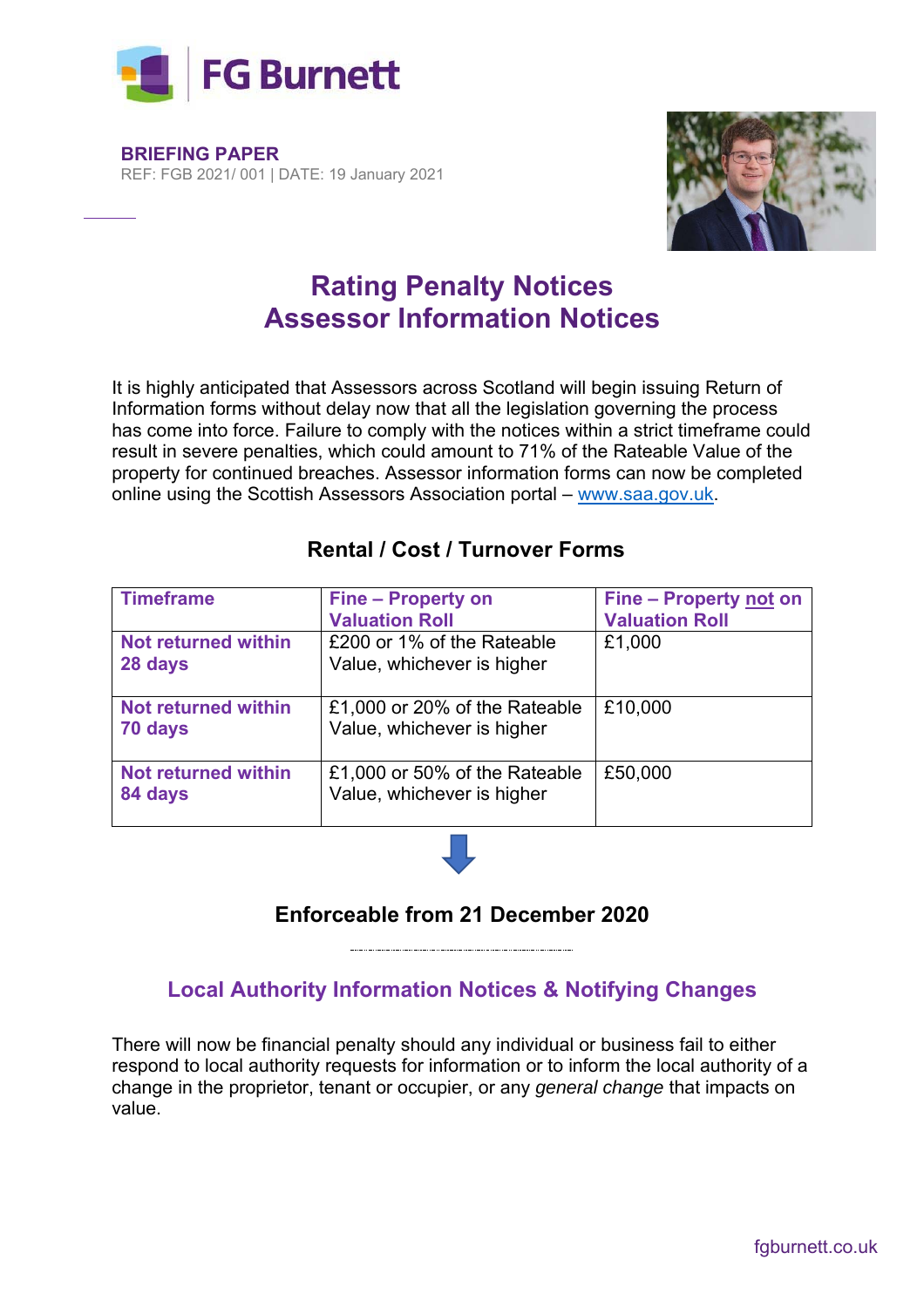**BRIEFING PAPER**

REF: FGB 2021/ 001 | DATE: 19 January 2021

# Rating Penalty Notices
# Assessor Information Notices

It is highly anticipated that Assessors across Scotland will begin issuing Return of Information forms without delay now that all the legislation governing the process has come into force. Failure to comply with the notices within a strict timeframe could result in severe penalties, which could amount to 71% of the Rateable Value of the property for continued breaches. Assessor information forms can now be completed online using the Scottish Assessors Association portal – www.saa.gov.uk.

## Rental / Cost / Turnover Forms

| Timeframe | Fine – Property on Valuation Roll | Fine – Property not on Valuation Roll |
|---|---|---|
| **Not returned within 28 days** | £200 or 1% of the Rateable Value, whichever is higher | £1,000 |
| **Not returned within 70 days** | £1,000 or 20% of the Rateable Value, whichever is higher | £10,000 |
| **Not returned within 84 days** | £1,000 or 50% of the Rateable Value, whichever is higher | £50,000 |

**Enforceable from 21 December 2020**

## Local Authority Information Notices & Notifying Changes

There will now be financial penalty should any individual or business fail to either respond to local authority requests for information or to inform the local authority of a change in the proprietor, tenant or occupier, or any *general change* that impacts on value.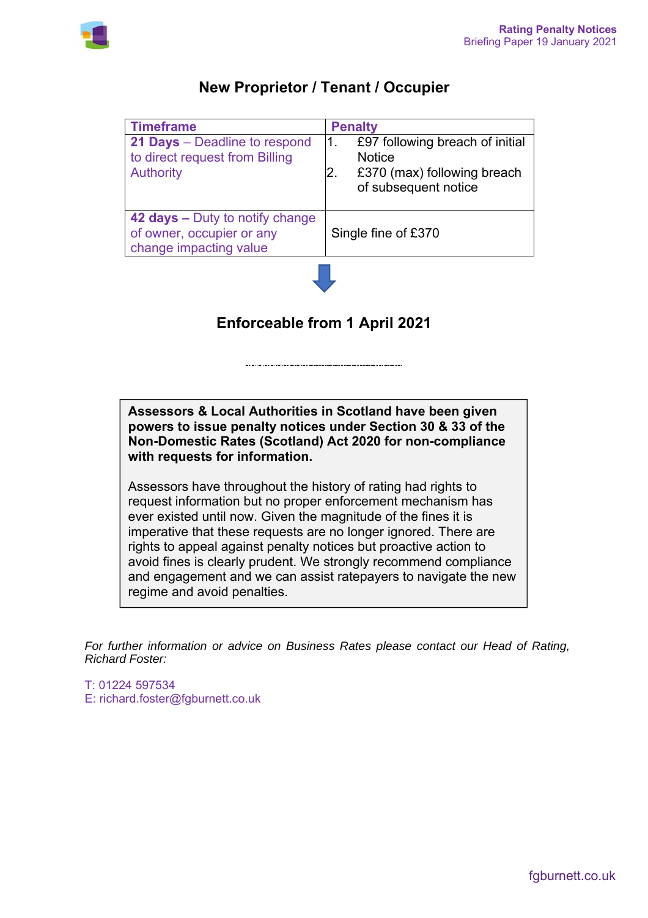## New Proprietor / Tenant / Occupier

| Timeframe | Penalty |
| --- | --- |
| **21 Days** – Deadline to respond to direct request from Billing Authority | 1. £97 following breach of initial Notice<br>2. £370 (max) following breach of subsequent notice |
| **42 days –** Duty to notify change of owner, occupier or any change impacting value | Single fine of £370 |

## Enforceable from 1 April 2021

---

**Assessors & Local Authorities in Scotland have been given powers to issue penalty notices under Section 30 & 33 of the Non-Domestic Rates (Scotland) Act 2020 for non-compliance with requests for information.**

Assessors have throughout the history of rating had rights to request information but no proper enforcement mechanism has ever existed until now. Given the magnitude of the fines it is imperative that these requests are no longer ignored. There are rights to appeal against penalty notices but proactive action to avoid fines is clearly prudent. We strongly recommend compliance and engagement and we can assist ratepayers to navigate the new regime and avoid penalties.

*For further information or advice on Business Rates please contact our Head of Rating, Richard Foster:*

T: 01224 597534
E: richard.foster@fgburnett.co.uk